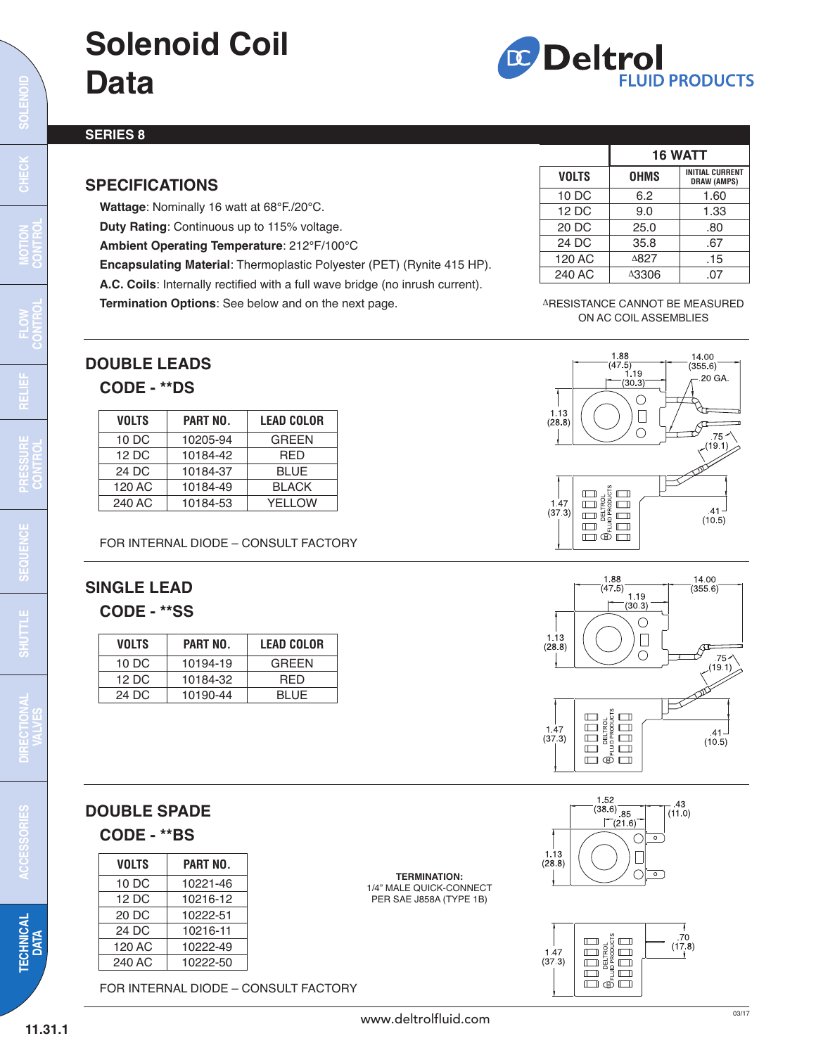# Solenoid Coil Data

Deltrol FLUID PRODUCTS

## SERIES 8

### SPECIFICATIONS

**Wattage**: Nominally 16 watt at 68°F./20°C.

**Duty Rating**: Continuous up to 115% voltage.

**Ambient Operating Temperature**: 212°F/100°C

**Encapsulating Material**: Thermoplastic Polyester (PET) (Rynite 415 HP).

**A.C. Coils**: Internally rectified with a full wave bridge (no inrush current).

**Termination Options**: See below and on the next page.

| | 16 WATT | |
|---|---|---|
| VOLTS | OHMS | INITIAL CURRENT DRAW (AMPS) |
| 10 DC | 6.2 | 1.60 |
| 12 DC | 9.0 | 1.33 |
| 20 DC | 25.0 | .80 |
| 24 DC | 35.8 | .67 |
| 120 AC | Δ827 | .15 |
| 240 AC | Δ3306 | .07 |

ΔRESISTANCE CANNOT BE MEASURED ON AC COIL ASSEMBLIES

### DOUBLE LEADS

#### CODE - **DS

| VOLTS | PART NO. | LEAD COLOR |
|---|---|---|
| 10 DC | 10205-94 | GREEN |
| 12 DC | 10184-42 | RED |
| 24 DC | 10184-37 | BLUE |
| 120 AC | 10184-49 | BLACK |
| 240 AC | 10184-53 | YELLOW |

FOR INTERNAL DIODE – CONSULT FACTORY

1.88 (47.5), 1.19 (30.3), 14.00 (355.6), .20 GA., 1.13 (28.8), .75 (19.1), 1.47 (37.3), .41 (10.5)

### SINGLE LEAD

#### CODE - **SS

| VOLTS | PART NO. | LEAD COLOR |
|---|---|---|
| 10 DC | 10194-19 | GREEN |
| 12 DC | 10184-32 | RED |
| 24 DC | 10190-44 | BLUE |

1.88 (47.5), 1.19 (30.3), 14.00 (355.6), 1.13 (28.8), .75 (19.1), 1.47 (37.3), .41 (10.5)

### DOUBLE SPADE

#### CODE - **BS

| VOLTS | PART NO. |
|---|---|
| 10 DC | 10221-46 |
| 12 DC | 10216-12 |
| 20 DC | 10222-51 |
| 24 DC | 10216-11 |
| 120 AC | 10222-49 |
| 240 AC | 10222-50 |

**TERMINATION:**
1/4" MALE QUICK-CONNECT
PER SAE J858A (TYPE 1B)

FOR INTERNAL DIODE – CONSULT FACTORY

1.52 (38.6), .85 (21.6), .43 (11.0), 1.13 (28.8), 1.47 (37.3), .70 (17.8)

www.deltrolfluid.com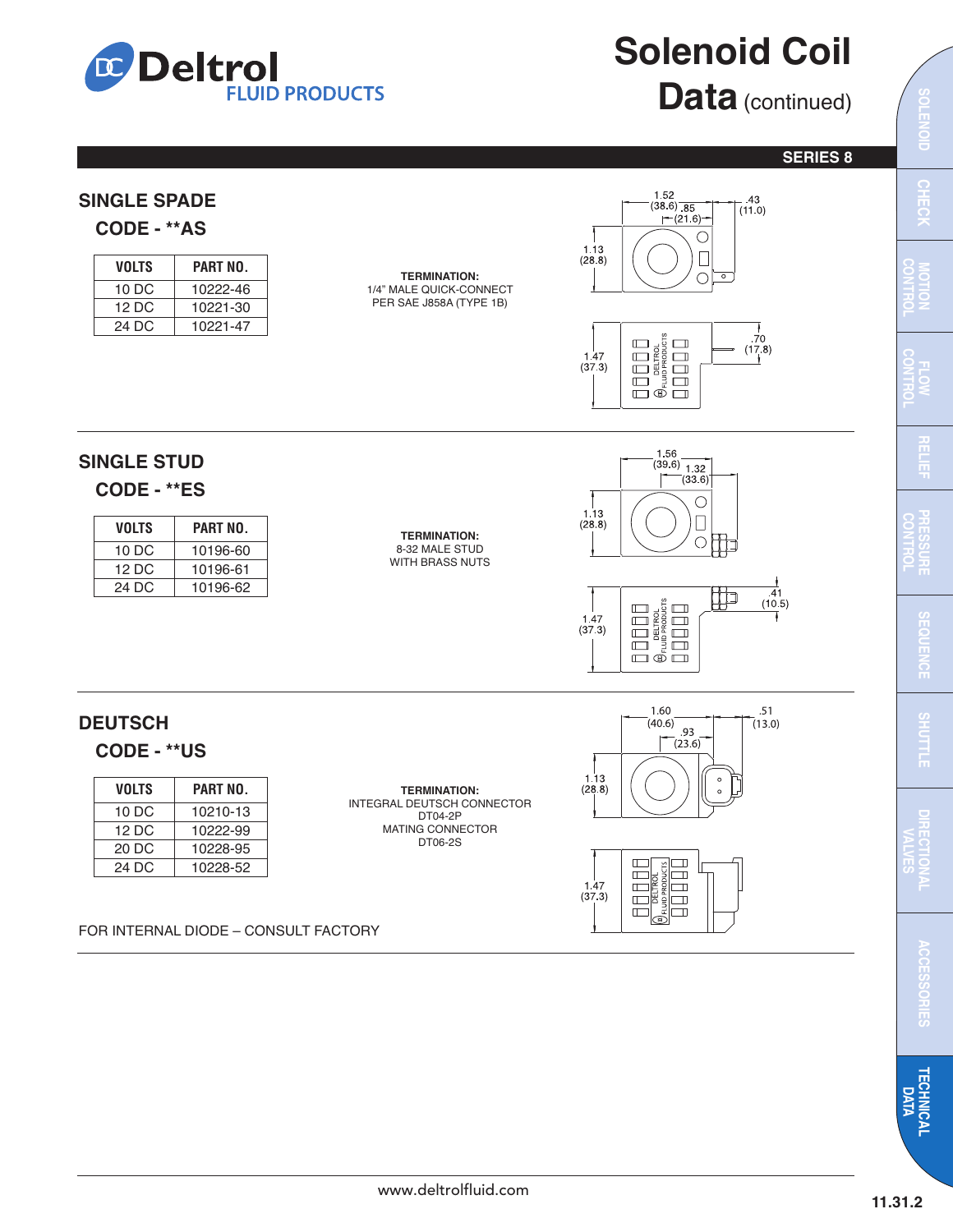# Solenoid Coil Data (continued)

**SERIES 8**

## SINGLE SPADE

### CODE - **AS

| VOLTS | PART NO. |
|---|---|
| 10 DC | 10222-46 |
| 12 DC | 10221-30 |
| 24 DC | 10221-47 |

**TERMINATION:**
1/4" MALE QUICK-CONNECT
PER SAE J858A (TYPE 1B)

1.52
(38.6)
.85
(21.6)
.43
(11.0)
1.13
(28.8)
1.47
(37.3)
.70
(17.8)

## SINGLE STUD

### CODE - **ES

| VOLTS | PART NO. |
|---|---|
| 10 DC | 10196-60 |
| 12 DC | 10196-61 |
| 24 DC | 10196-62 |

**TERMINATION:**
8-32 MALE STUD
WITH BRASS NUTS

1.56
(39.6)
1.32
(33.6)
1.13
(28.8)
1.47
(37.3)
.41
(10.5)

## DEUTSCH

### CODE - **US

| VOLTS | PART NO. |
|---|---|
| 10 DC | 10210-13 |
| 12 DC | 10222-99 |
| 20 DC | 10228-95 |
| 24 DC | 10228-52 |

**TERMINATION:**
INTEGRAL DEUTSCH CONNECTOR
DT04-2P
MATING CONNECTOR
DT06-2S

1.60
(40.6)
.93
(23.6)
.51
(13.0)
1.13
(28.8)
1.47
(37.3)

FOR INTERNAL DIODE – CONSULT FACTORY